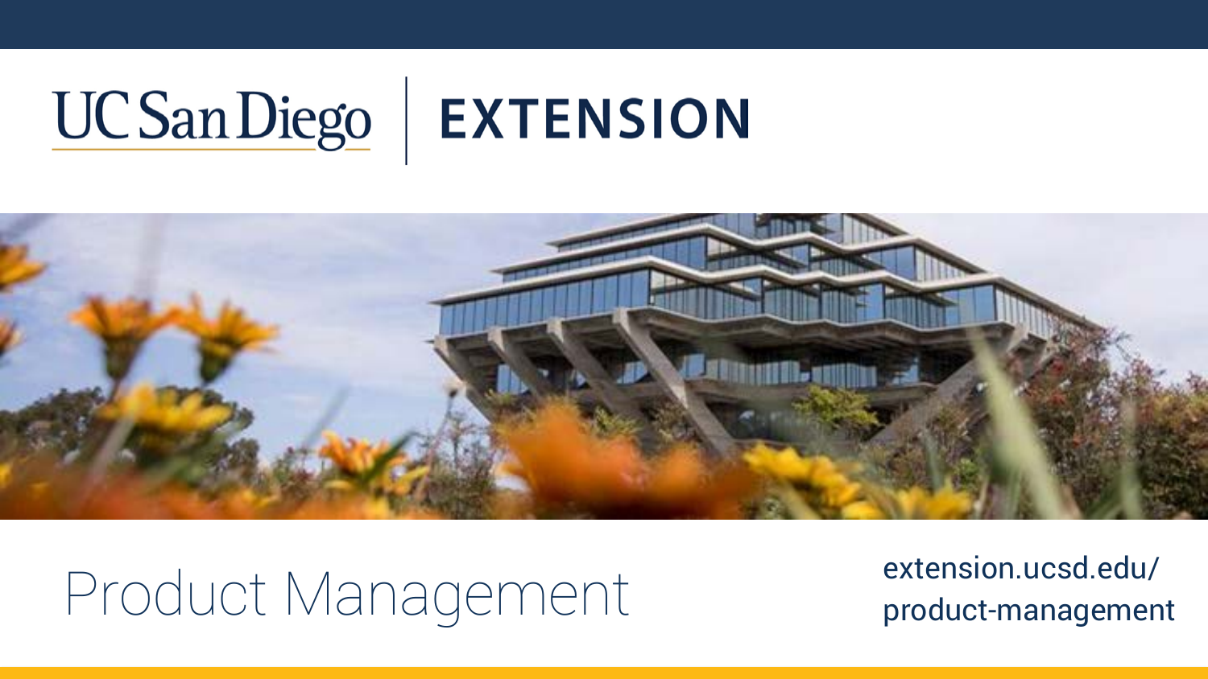UC San Diego | EXTENSION

# Product Management

extension.ucsd.edu/product-management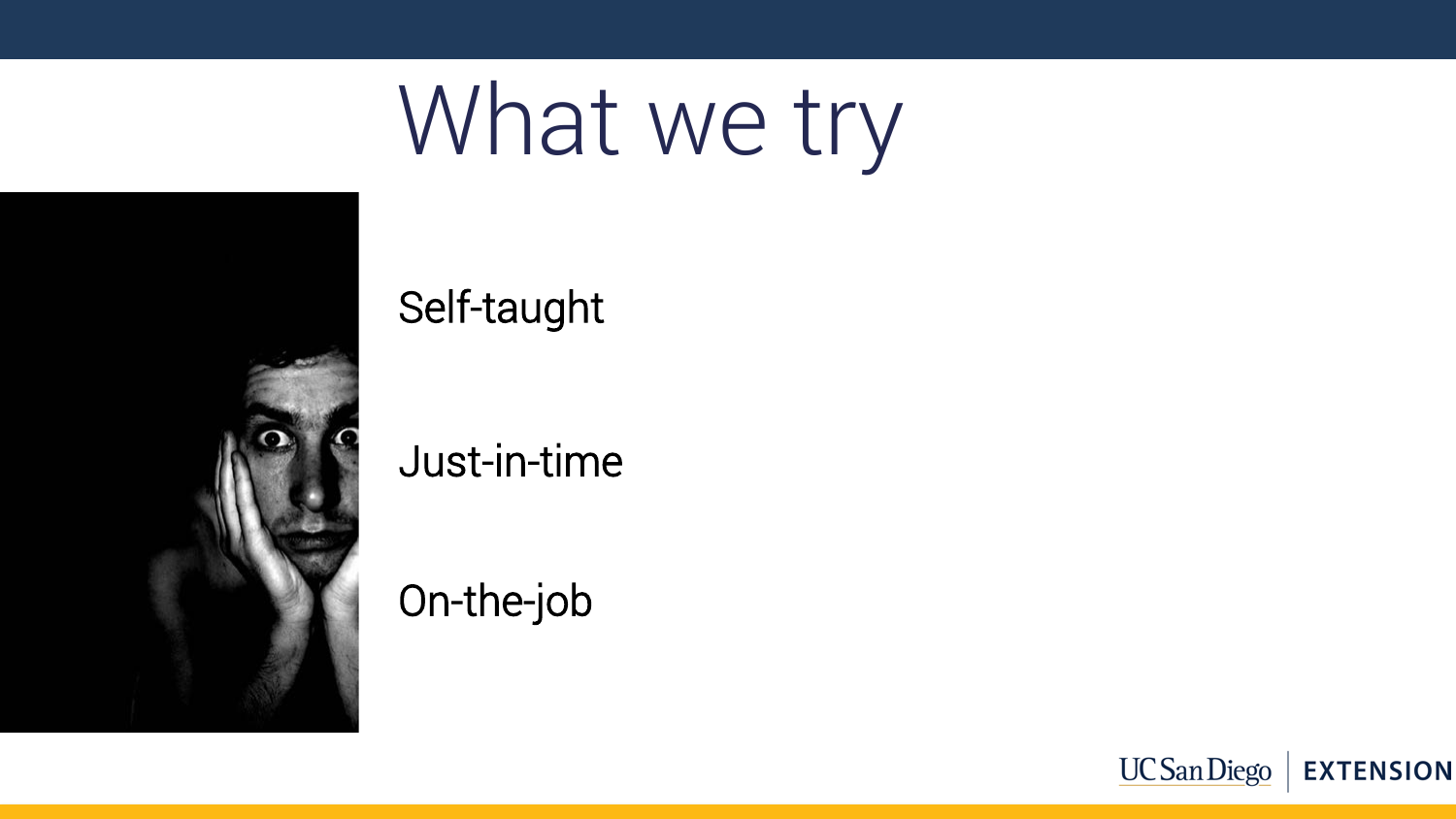# What we try

Self-taught

Just-in-time

On-the-job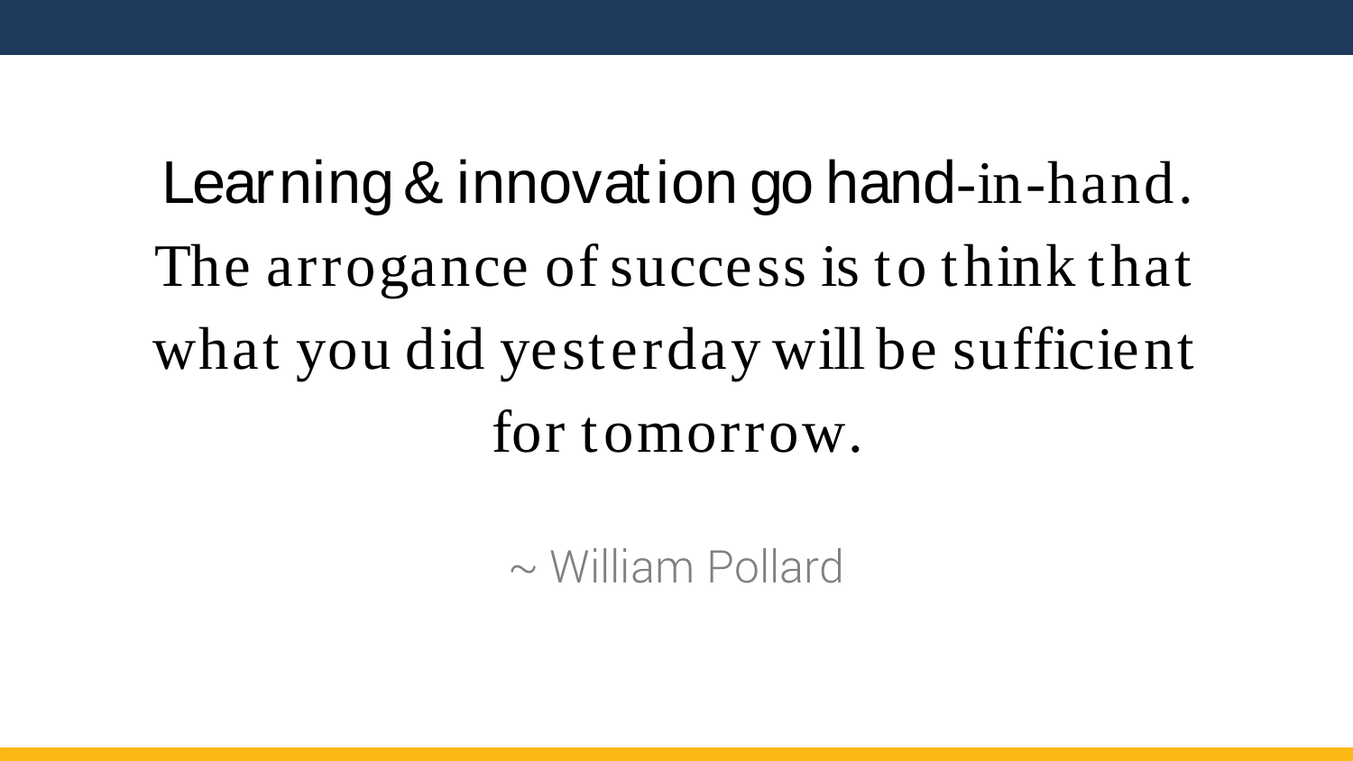Learning & innovation go hand-in-hand. The arrogance of success is to think that what you did yesterday will be sufficient for tomorrow.

~ William Pollard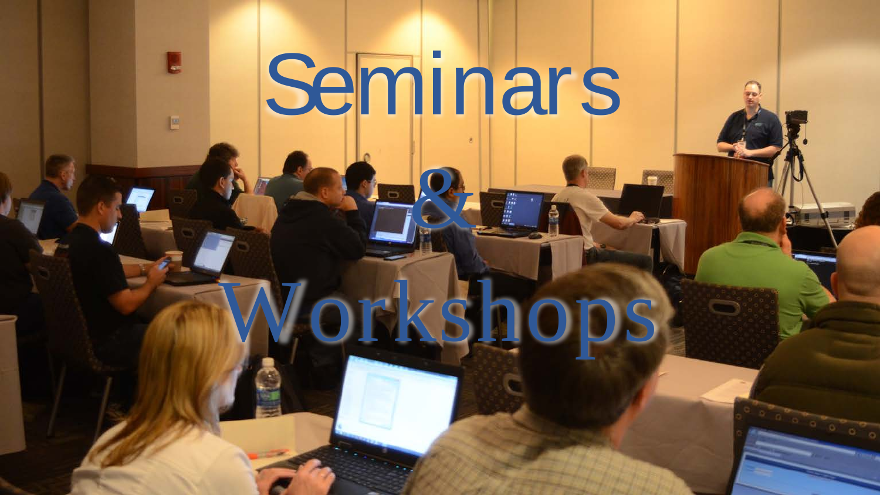# Seminars

# &

# Workshops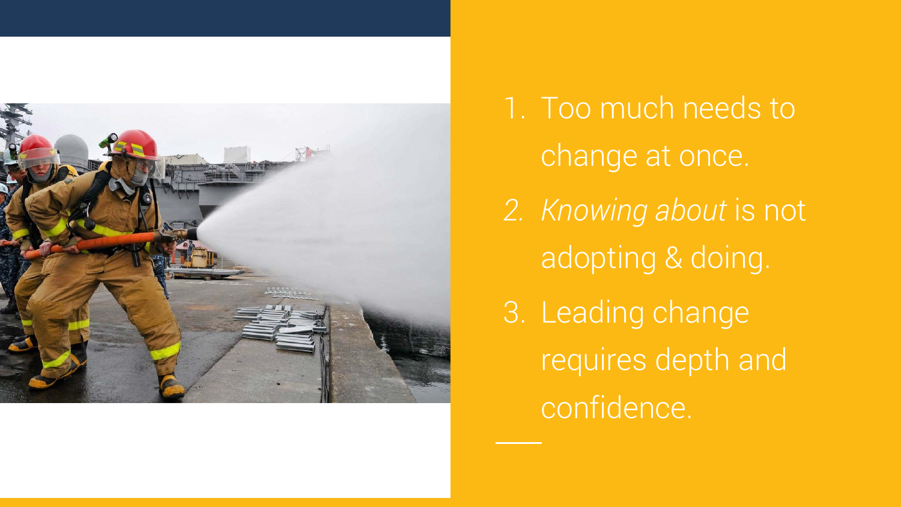1. Too much needs to change at once.
2. *Knowing about* is not adopting & doing.
3. Leading change requires depth and confidence.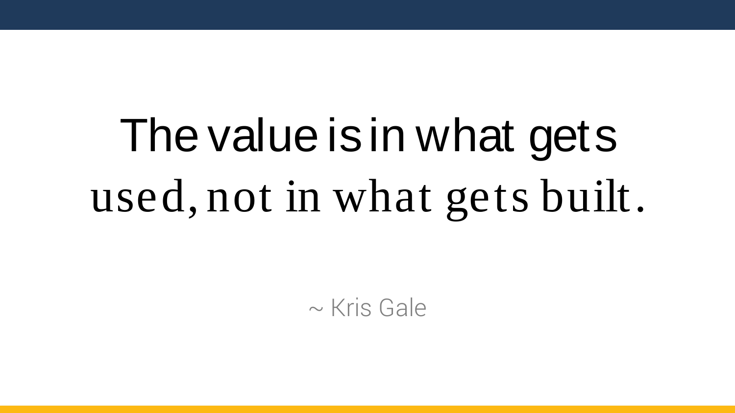> The value is in what gets used, not in what gets built.
>
> ~ Kris Gale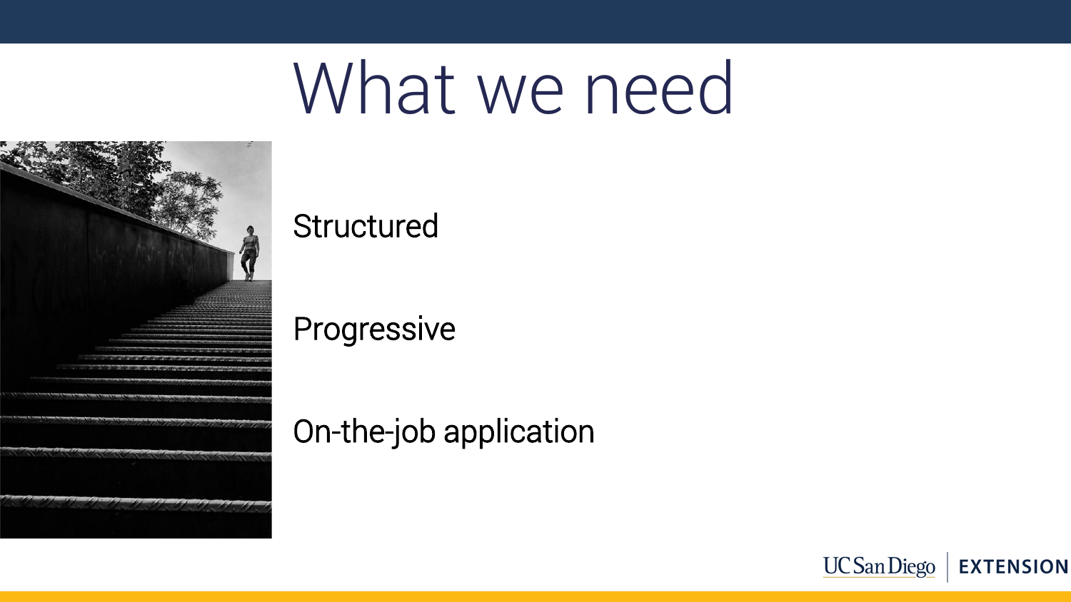# What we need

Structured

Progressive

On-the-job application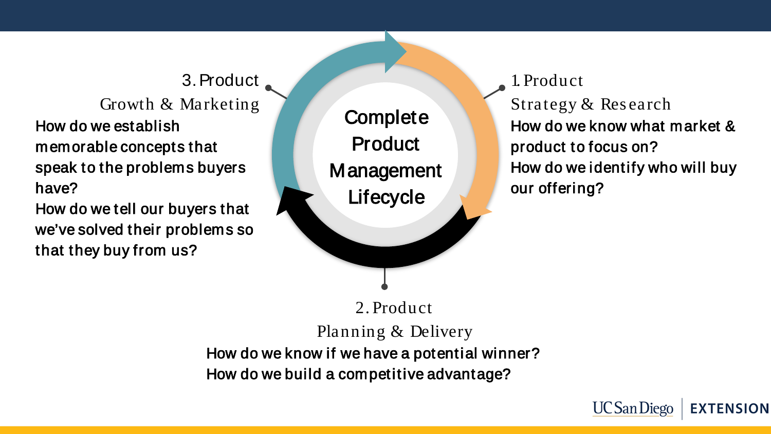# Complete Product Management Lifecycle

## 1. Product Strategy & Research

How do we know what market & product to focus on?

How do we identify who will buy our offering?

## 2. Product Planning & Delivery

How do we know if we have a potential winner?

How do we build a competitive advantage?

## 3. Product Growth & Marketing

How do we establish memorable concepts that speak to the problems buyers have?

How do we tell our buyers that we've solved their problems so that they buy from us?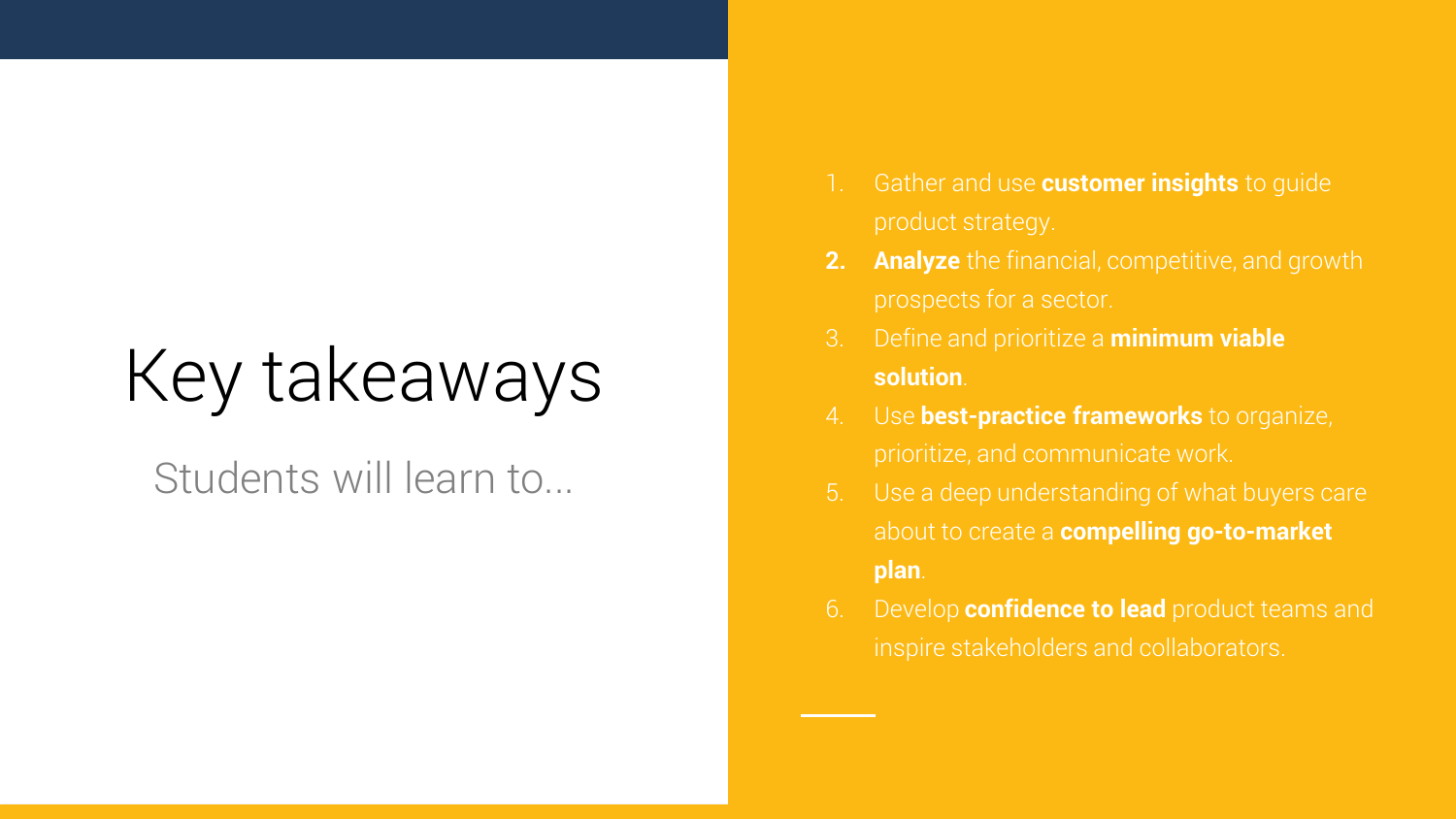# Key takeaways

Students will learn to...

1. Gather and use **customer insights** to guide product strategy.
2. **Analyze** the financial, competitive, and growth prospects for a sector.
3. Define and prioritize a **minimum viable solution**.
4. Use **best-practice frameworks** to organize, prioritize, and communicate work.
5. Use a deep understanding of what buyers care about to create a **compelling go-to-market plan**.
6. Develop **confidence to lead** product teams and inspire stakeholders and collaborators.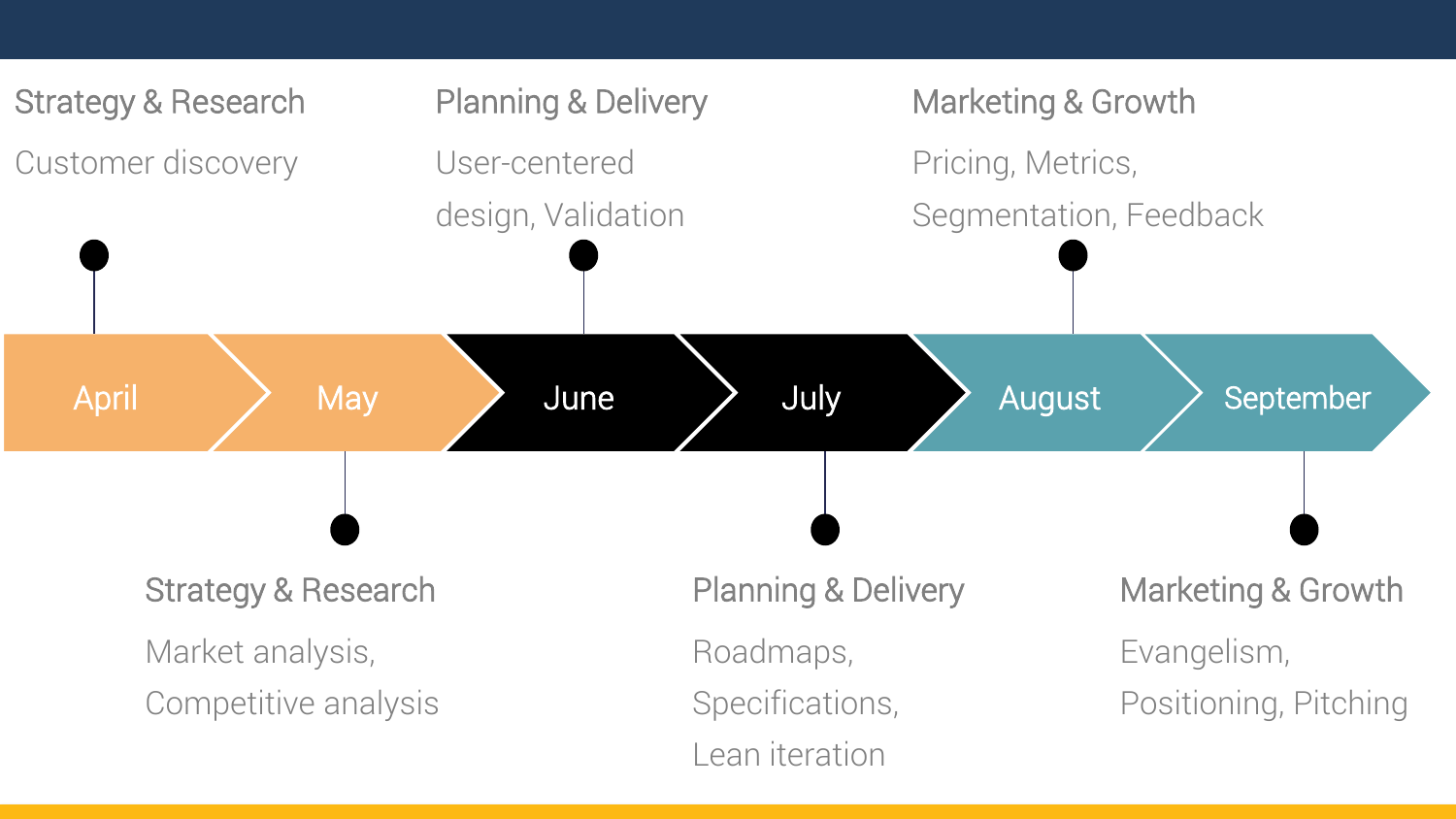April → May → June → July → August → September

**April**

Strategy & Research

Customer discovery

**May**

Strategy & Research

Market analysis, Competitive analysis

**June**

Planning & Delivery

User-centered design, Validation

**July**

Planning & Delivery

Roadmaps, Specifications, Lean iteration

**August**

Marketing & Growth

Pricing, Metrics, Segmentation, Feedback

**September**

Marketing & Growth

Evangelism, Positioning, Pitching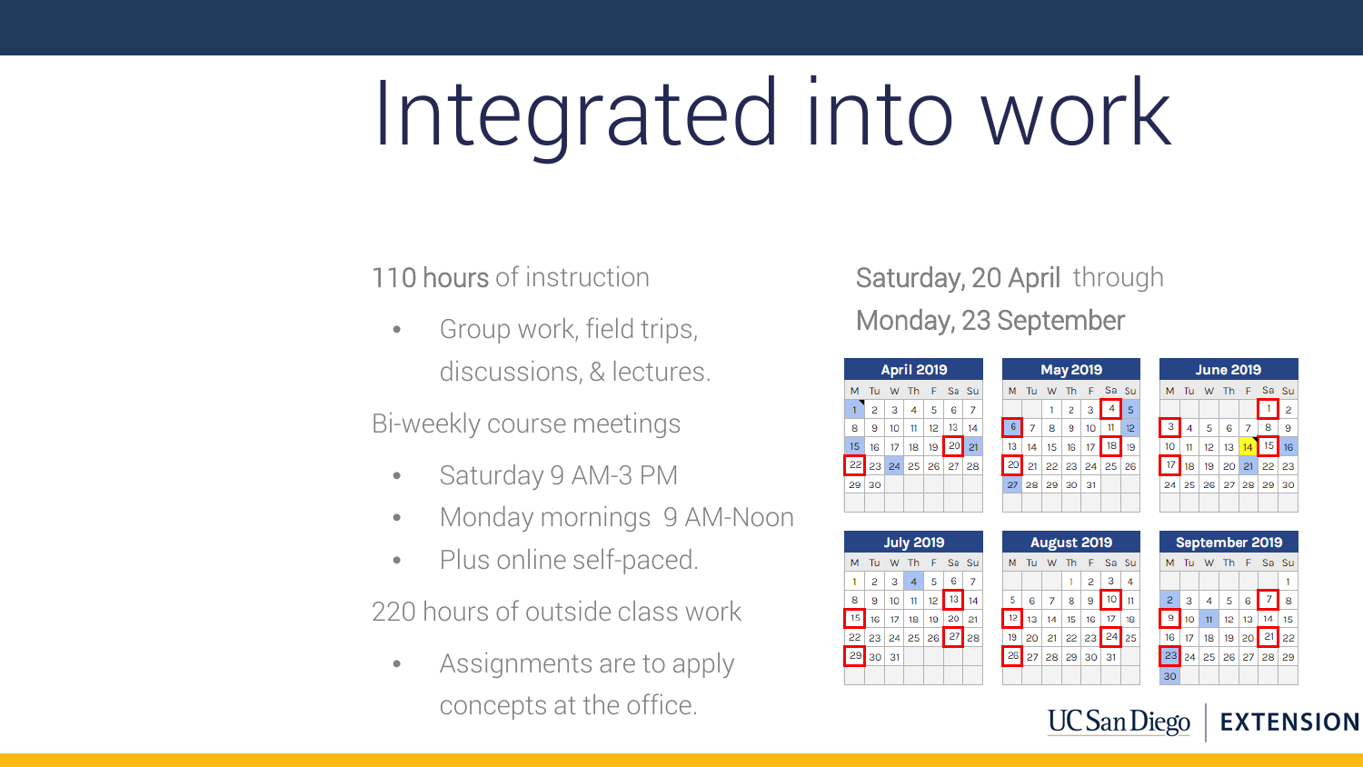# Integrated into work

110 hours of instruction

- Group work, field trips, discussions, & lectures.

Bi-weekly course meetings

- Saturday 9 AM-3 PM
- Monday mornings 9 AM-Noon
- Plus online self-paced.

220 hours of outside class work

- Assignments are to apply concepts at the office.

Saturday, 20 April through

Monday, 23 September

**April 2019**

| M | Tu | W | Th | F | Sa | Su |
|---|---|---|---|---|---|---|
| 1 | 2 | 3 | 4 | 5 | 6 | 7 |
| 8 | 9 | 10 | 11 | 12 | 13 | 14 |
| 15 | 16 | 17 | 18 | 19 | 20 | 21 |
| 22 | 23 | 24 | 25 | 26 | 27 | 28 |
| 29 | 30 | | | | | |

**May 2019**

| M | Tu | W | Th | F | Sa | Su |
|---|---|---|---|---|---|---|
| | | 1 | 2 | 3 | 4 | 5 |
| 6 | 7 | 8 | 9 | 10 | 11 | 12 |
| 13 | 14 | 15 | 16 | 17 | 18 | 19 |
| 20 | 21 | 22 | 23 | 24 | 25 | 26 |
| 27 | 28 | 29 | 30 | 31 | | |

**June 2019**

| M | Tu | W | Th | F | Sa | Su |
|---|---|---|---|---|---|---|
| | | | | | 1 | 2 |
| 3 | 4 | 5 | 6 | 7 | 8 | 9 |
| 10 | 11 | 12 | 13 | 14 | 15 | 16 |
| 17 | 18 | 19 | 20 | 21 | 22 | 23 |
| 24 | 25 | 26 | 27 | 28 | 29 | 30 |

**July 2019**

| M | Tu | W | Th | F | Sa | Su |
|---|---|---|---|---|---|---|
| 1 | 2 | 3 | 4 | 5 | 6 | 7 |
| 8 | 9 | 10 | 11 | 12 | 13 | 14 |
| 15 | 16 | 17 | 18 | 19 | 20 | 21 |
| 22 | 23 | 24 | 25 | 26 | 27 | 28 |
| 29 | 30 | 31 | | | | |

**August 2019**

| M | Tu | W | Th | F | Sa | Su |
|---|---|---|---|---|---|---|
| | | | 1 | 2 | 3 | 4 |
| 5 | 6 | 7 | 8 | 9 | 10 | 11 |
| 12 | 13 | 14 | 15 | 16 | 17 | 18 |
| 19 | 20 | 21 | 22 | 23 | 24 | 25 |
| 26 | 27 | 28 | 29 | 30 | 31 | |

**September 2019**

| M | Tu | W | Th | F | Sa | Su |
|---|---|---|---|---|---|---|
| | | | | | | 1 |
| 2 | 3 | 4 | 5 | 6 | 7 | 8 |
| 9 | 10 | 11 | 12 | 13 | 14 | 15 |
| 16 | 17 | 18 | 19 | 20 | 21 | 22 |
| 23 | 24 | 25 | 26 | 27 | 28 | 29 |
| 30 | | | | | | |

UC San Diego | EXTENSION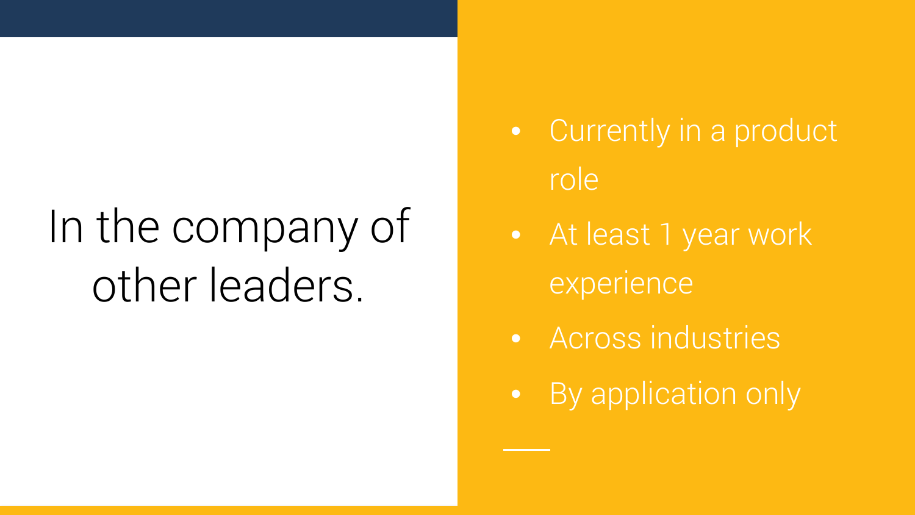# In the company of other leaders.

- Currently in a product role
- At least 1 year work experience
- Across industries
- By application only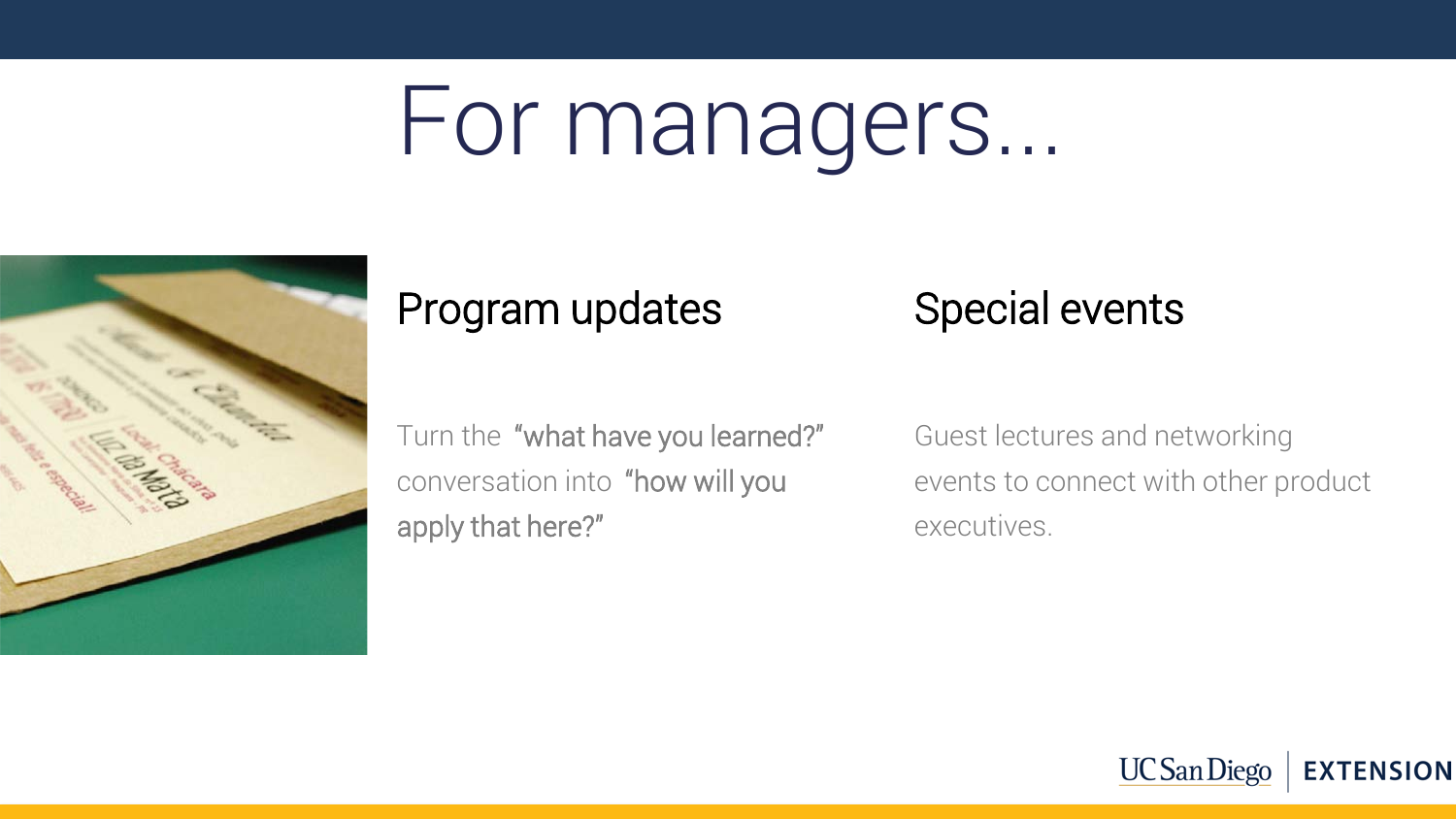# For managers...

## Program updates

Turn the "what have you learned?" conversation into "how will you apply that here?"

## Special events

Guest lectures and networking events to connect with other product executives.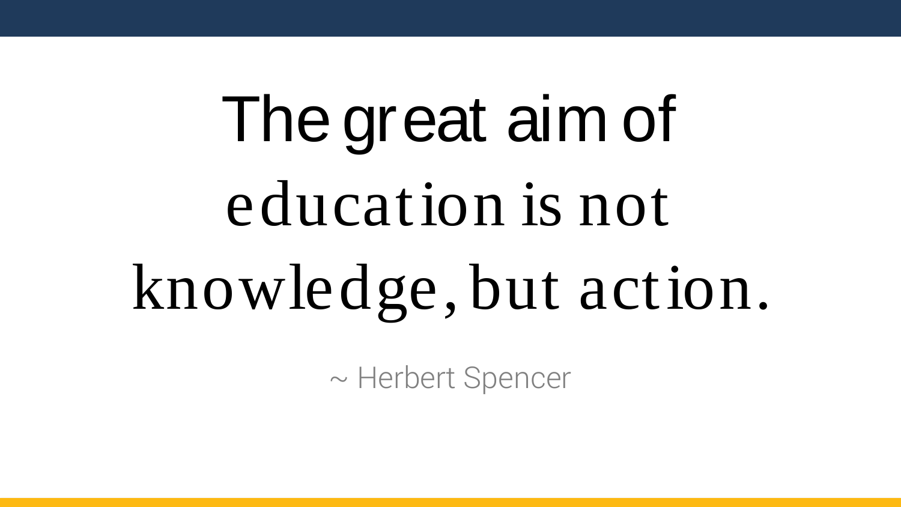# The great aim of education is not knowledge, but action.

~ Herbert Spencer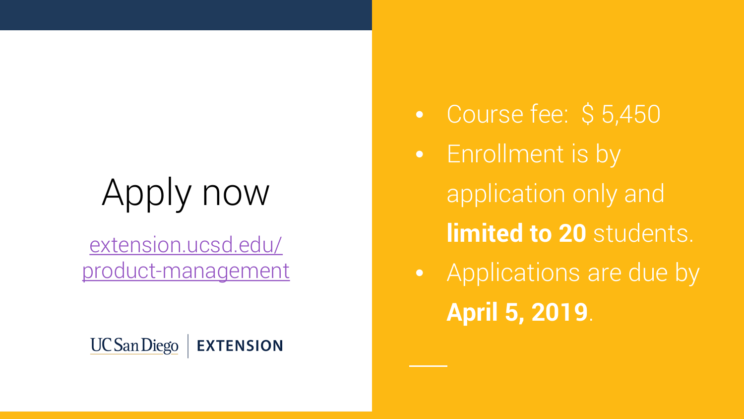# Apply now

extension.ucsd.edu/
product-management

UC San Diego | EXTENSION

- Course fee:  $ 5,450
- Enrollment is by application only and **limited to 20** students.
- Applications are due by **April 5, 2019**.